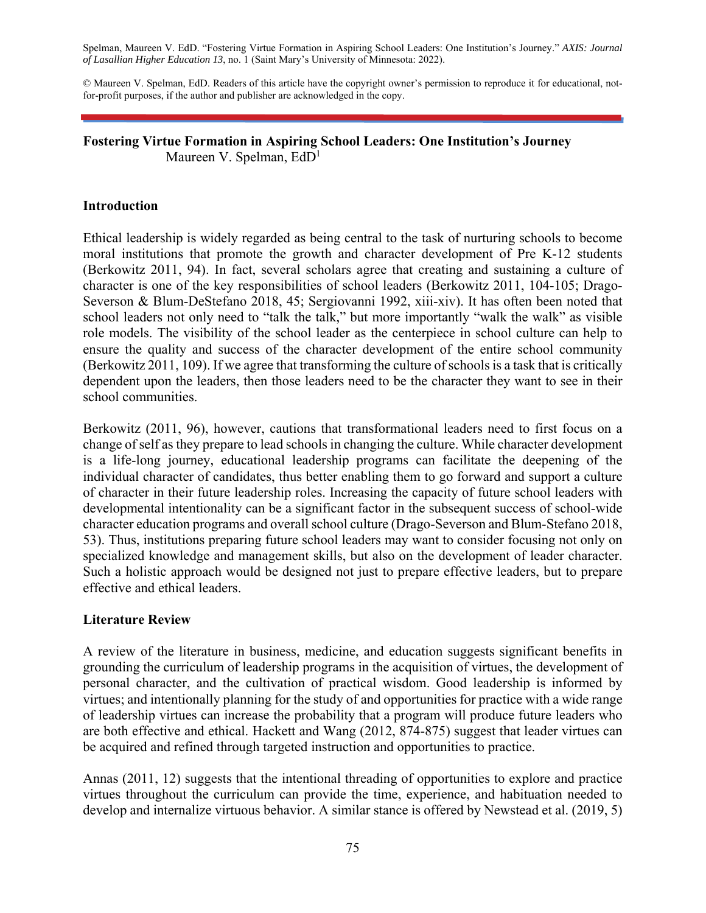Spelman, Maureen V. EdD. "Fostering Virtue Formation in Aspiring School Leaders: One Institution's Journey." *AXIS: Journal of Lasallian Higher Education 13*, no. 1 (Saint Mary's University of Minnesota: 2022).

© Maureen V. Spelman, EdD. Readers of this article have the copyright owner's permission to reproduce it for educational, not-for-profit purposes, if the author and publisher are acknowledged in the copy.

# Fostering Virtue Formation in Aspiring School Leaders: One Institution's Journey

Maureen V. Spelman, EdD[1]

## Introduction

Ethical leadership is widely regarded as being central to the task of nurturing schools to become moral institutions that promote the growth and character development of Pre K-12 students (Berkowitz 2011, 94). In fact, several scholars agree that creating and sustaining a culture of character is one of the key responsibilities of school leaders (Berkowitz 2011, 104-105; Drago-Severson & Blum-DeStefano 2018, 45; Sergiovanni 1992, xiii-xiv). It has often been noted that school leaders not only need to "talk the talk," but more importantly "walk the walk" as visible role models. The visibility of the school leader as the centerpiece in school culture can help to ensure the quality and success of the character development of the entire school community (Berkowitz 2011, 109). If we agree that transforming the culture of schools is a task that is critically dependent upon the leaders, then those leaders need to be the character they want to see in their school communities.

Berkowitz (2011, 96), however, cautions that transformational leaders need to first focus on a change of self as they prepare to lead schools in changing the culture. While character development is a life-long journey, educational leadership programs can facilitate the deepening of the individual character of candidates, thus better enabling them to go forward and support a culture of character in their future leadership roles. Increasing the capacity of future school leaders with developmental intentionality can be a significant factor in the subsequent success of school-wide character education programs and overall school culture (Drago-Severson and Blum-Stefano 2018, 53). Thus, institutions preparing future school leaders may want to consider focusing not only on specialized knowledge and management skills, but also on the development of leader character. Such a holistic approach would be designed not just to prepare effective leaders, but to prepare effective and ethical leaders.

## Literature Review

A review of the literature in business, medicine, and education suggests significant benefits in grounding the curriculum of leadership programs in the acquisition of virtues, the development of personal character, and the cultivation of practical wisdom. Good leadership is informed by virtues; and intentionally planning for the study of and opportunities for practice with a wide range of leadership virtues can increase the probability that a program will produce future leaders who are both effective and ethical. Hackett and Wang (2012, 874-875) suggest that leader virtues can be acquired and refined through targeted instruction and opportunities to practice.

Annas (2011, 12) suggests that the intentional threading of opportunities to explore and practice virtues throughout the curriculum can provide the time, experience, and habituation needed to develop and internalize virtuous behavior. A similar stance is offered by Newstead et al. (2019, 5)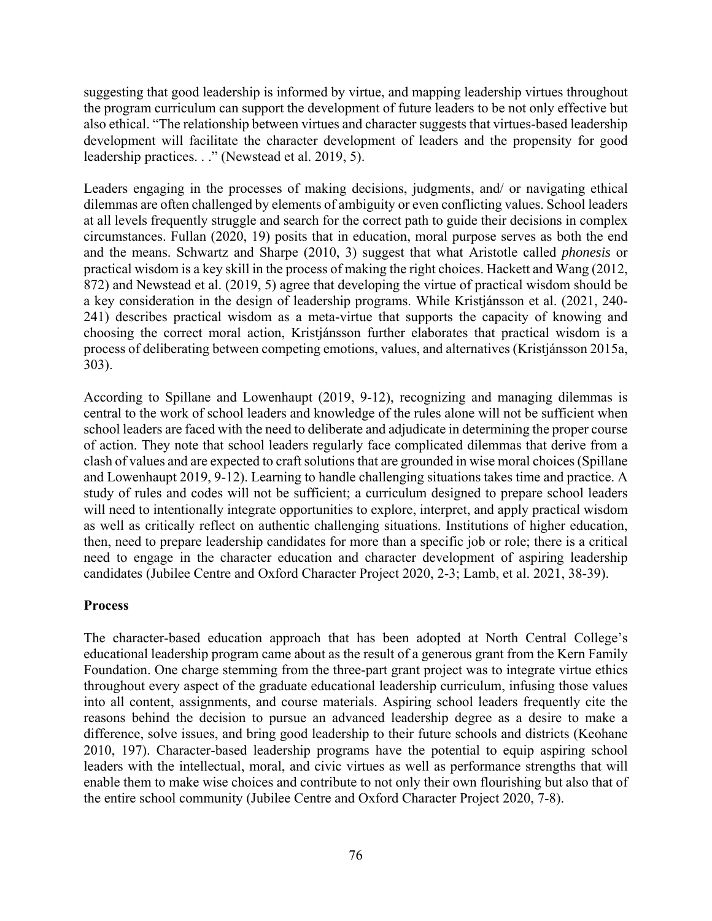suggesting that good leadership is informed by virtue, and mapping leadership virtues throughout the program curriculum can support the development of future leaders to be not only effective but also ethical. "The relationship between virtues and character suggests that virtues-based leadership development will facilitate the character development of leaders and the propensity for good leadership practices. . ." (Newstead et al. 2019, 5).

Leaders engaging in the processes of making decisions, judgments, and/ or navigating ethical dilemmas are often challenged by elements of ambiguity or even conflicting values. School leaders at all levels frequently struggle and search for the correct path to guide their decisions in complex circumstances. Fullan (2020, 19) posits that in education, moral purpose serves as both the end and the means. Schwartz and Sharpe (2010, 3) suggest that what Aristotle called *phonesis* or practical wisdom is a key skill in the process of making the right choices. Hackett and Wang (2012, 872) and Newstead et al. (2019, 5) agree that developing the virtue of practical wisdom should be a key consideration in the design of leadership programs. While Kristjánsson et al. (2021, 240-241) describes practical wisdom as a meta-virtue that supports the capacity of knowing and choosing the correct moral action, Kristjánsson further elaborates that practical wisdom is a process of deliberating between competing emotions, values, and alternatives (Kristjánsson 2015a, 303).

According to Spillane and Lowenhaupt (2019, 9-12), recognizing and managing dilemmas is central to the work of school leaders and knowledge of the rules alone will not be sufficient when school leaders are faced with the need to deliberate and adjudicate in determining the proper course of action. They note that school leaders regularly face complicated dilemmas that derive from a clash of values and are expected to craft solutions that are grounded in wise moral choices (Spillane and Lowenhaupt 2019, 9-12). Learning to handle challenging situations takes time and practice. A study of rules and codes will not be sufficient; a curriculum designed to prepare school leaders will need to intentionally integrate opportunities to explore, interpret, and apply practical wisdom as well as critically reflect on authentic challenging situations. Institutions of higher education, then, need to prepare leadership candidates for more than a specific job or role; there is a critical need to engage in the character education and character development of aspiring leadership candidates (Jubilee Centre and Oxford Character Project 2020, 2-3; Lamb, et al. 2021, 38-39).

## Process

The character-based education approach that has been adopted at North Central College's educational leadership program came about as the result of a generous grant from the Kern Family Foundation. One charge stemming from the three-part grant project was to integrate virtue ethics throughout every aspect of the graduate educational leadership curriculum, infusing those values into all content, assignments, and course materials. Aspiring school leaders frequently cite the reasons behind the decision to pursue an advanced leadership degree as a desire to make a difference, solve issues, and bring good leadership to their future schools and districts (Keohane 2010, 197). Character-based leadership programs have the potential to equip aspiring school leaders with the intellectual, moral, and civic virtues as well as performance strengths that will enable them to make wise choices and contribute to not only their own flourishing but also that of the entire school community (Jubilee Centre and Oxford Character Project 2020, 7-8).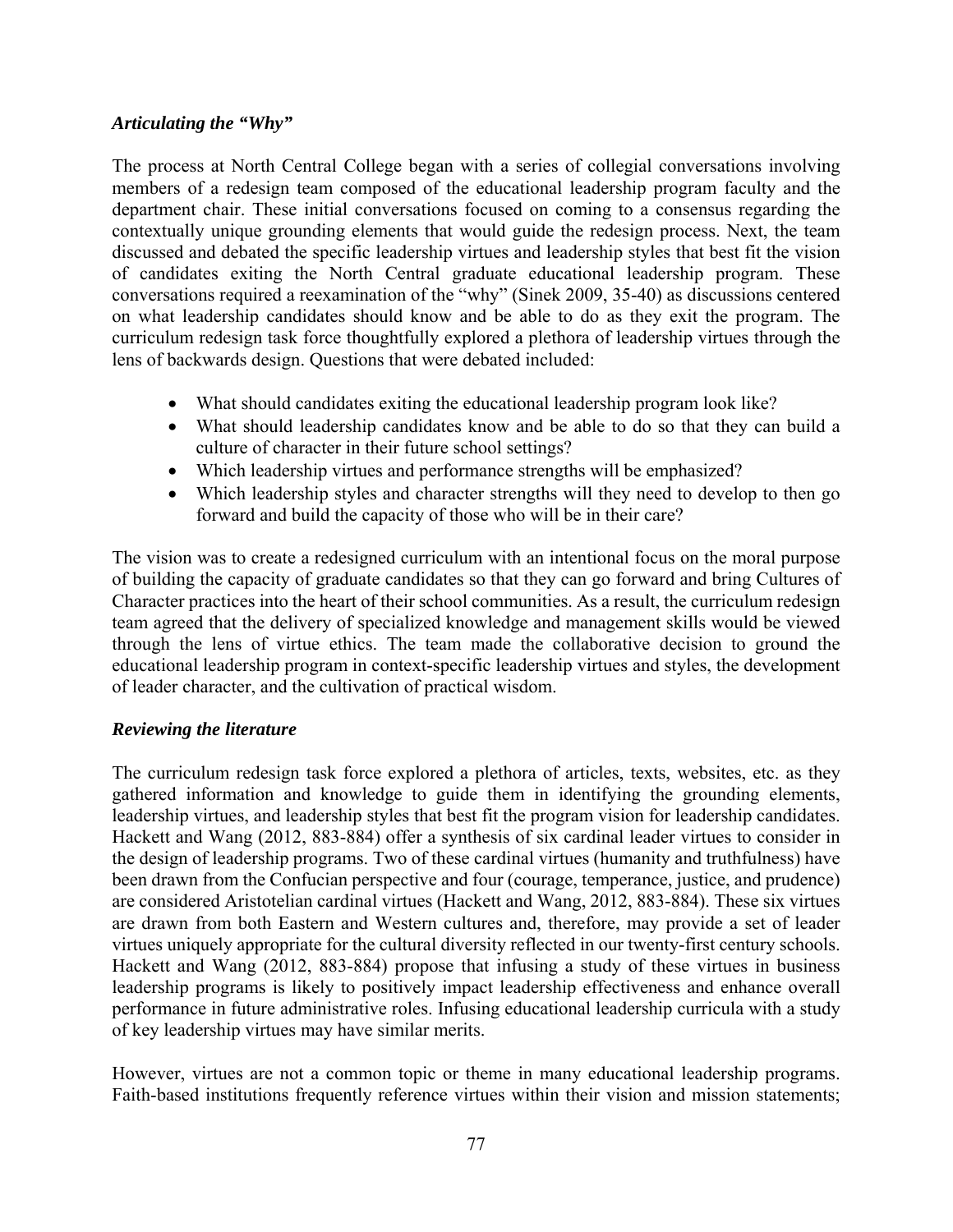### *Articulating the "Why"*

The process at North Central College began with a series of collegial conversations involving members of a redesign team composed of the educational leadership program faculty and the department chair. These initial conversations focused on coming to a consensus regarding the contextually unique grounding elements that would guide the redesign process. Next, the team discussed and debated the specific leadership virtues and leadership styles that best fit the vision of candidates exiting the North Central graduate educational leadership program. These conversations required a reexamination of the "why" (Sinek 2009, 35-40) as discussions centered on what leadership candidates should know and be able to do as they exit the program. The curriculum redesign task force thoughtfully explored a plethora of leadership virtues through the lens of backwards design. Questions that were debated included:

- What should candidates exiting the educational leadership program look like?
- What should leadership candidates know and be able to do so that they can build a culture of character in their future school settings?
- Which leadership virtues and performance strengths will be emphasized?
- Which leadership styles and character strengths will they need to develop to then go forward and build the capacity of those who will be in their care?

The vision was to create a redesigned curriculum with an intentional focus on the moral purpose of building the capacity of graduate candidates so that they can go forward and bring Cultures of Character practices into the heart of their school communities. As a result, the curriculum redesign team agreed that the delivery of specialized knowledge and management skills would be viewed through the lens of virtue ethics. The team made the collaborative decision to ground the educational leadership program in context-specific leadership virtues and styles, the development of leader character, and the cultivation of practical wisdom.

### *Reviewing the literature*

The curriculum redesign task force explored a plethora of articles, texts, websites, etc. as they gathered information and knowledge to guide them in identifying the grounding elements, leadership virtues, and leadership styles that best fit the program vision for leadership candidates. Hackett and Wang (2012, 883-884) offer a synthesis of six cardinal leader virtues to consider in the design of leadership programs. Two of these cardinal virtues (humanity and truthfulness) have been drawn from the Confucian perspective and four (courage, temperance, justice, and prudence) are considered Aristotelian cardinal virtues (Hackett and Wang, 2012, 883-884). These six virtues are drawn from both Eastern and Western cultures and, therefore, may provide a set of leader virtues uniquely appropriate for the cultural diversity reflected in our twenty-first century schools. Hackett and Wang (2012, 883-884) propose that infusing a study of these virtues in business leadership programs is likely to positively impact leadership effectiveness and enhance overall performance in future administrative roles. Infusing educational leadership curricula with a study of key leadership virtues may have similar merits.

However, virtues are not a common topic or theme in many educational leadership programs. Faith-based institutions frequently reference virtues within their vision and mission statements;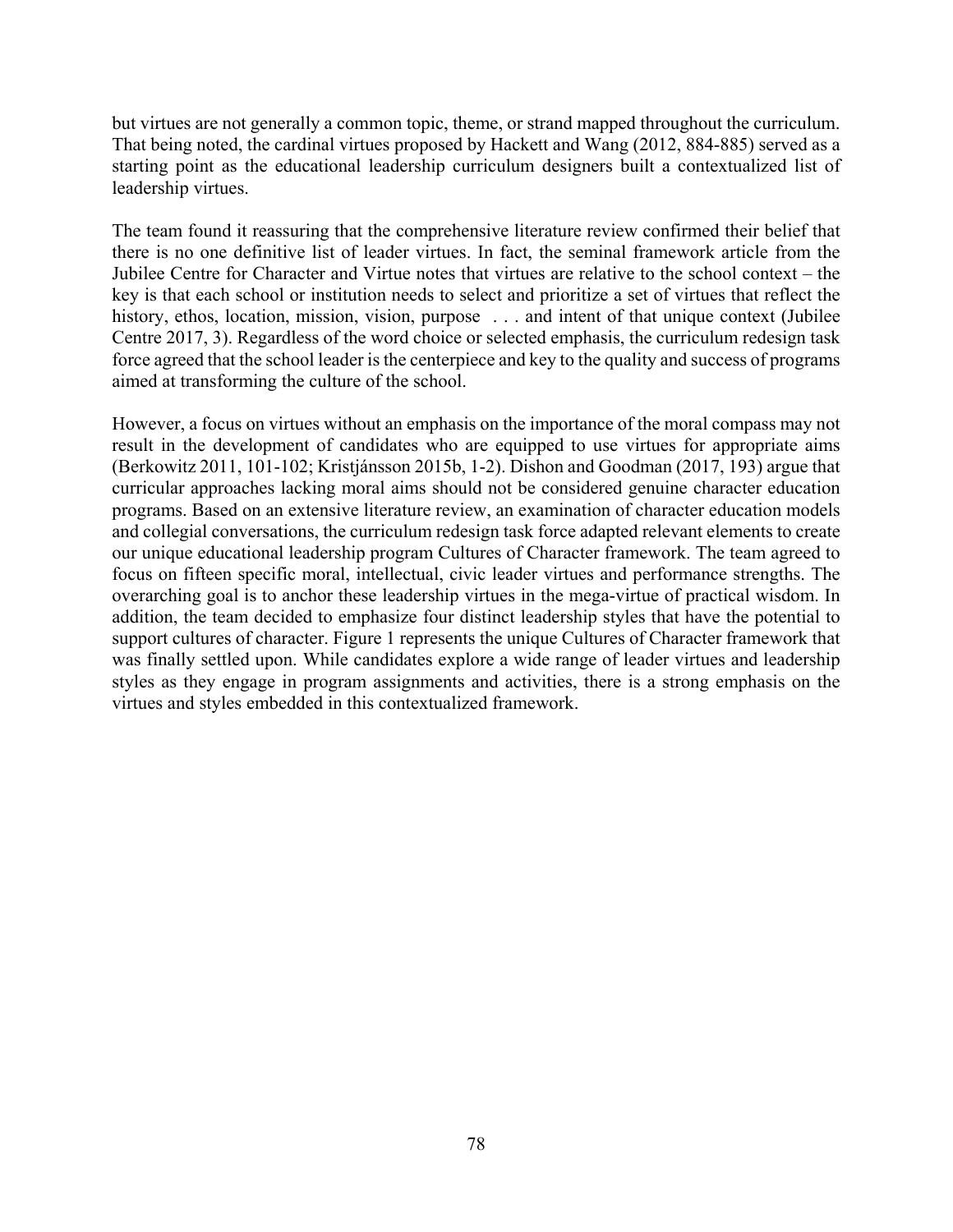but virtues are not generally a common topic, theme, or strand mapped throughout the curriculum. That being noted, the cardinal virtues proposed by Hackett and Wang (2012, 884-885) served as a starting point as the educational leadership curriculum designers built a contextualized list of leadership virtues.

The team found it reassuring that the comprehensive literature review confirmed their belief that there is no one definitive list of leader virtues. In fact, the seminal framework article from the Jubilee Centre for Character and Virtue notes that virtues are relative to the school context – the key is that each school or institution needs to select and prioritize a set of virtues that reflect the history, ethos, location, mission, vision, purpose . . . and intent of that unique context (Jubilee Centre 2017, 3). Regardless of the word choice or selected emphasis, the curriculum redesign task force agreed that the school leader is the centerpiece and key to the quality and success of programs aimed at transforming the culture of the school.

However, a focus on virtues without an emphasis on the importance of the moral compass may not result in the development of candidates who are equipped to use virtues for appropriate aims (Berkowitz 2011, 101-102; Kristjánsson 2015b, 1-2). Dishon and Goodman (2017, 193) argue that curricular approaches lacking moral aims should not be considered genuine character education programs. Based on an extensive literature review, an examination of character education models and collegial conversations, the curriculum redesign task force adapted relevant elements to create our unique educational leadership program Cultures of Character framework. The team agreed to focus on fifteen specific moral, intellectual, civic leader virtues and performance strengths. The overarching goal is to anchor these leadership virtues in the mega-virtue of practical wisdom. In addition, the team decided to emphasize four distinct leadership styles that have the potential to support cultures of character. Figure 1 represents the unique Cultures of Character framework that was finally settled upon. While candidates explore a wide range of leader virtues and leadership styles as they engage in program assignments and activities, there is a strong emphasis on the virtues and styles embedded in this contextualized framework.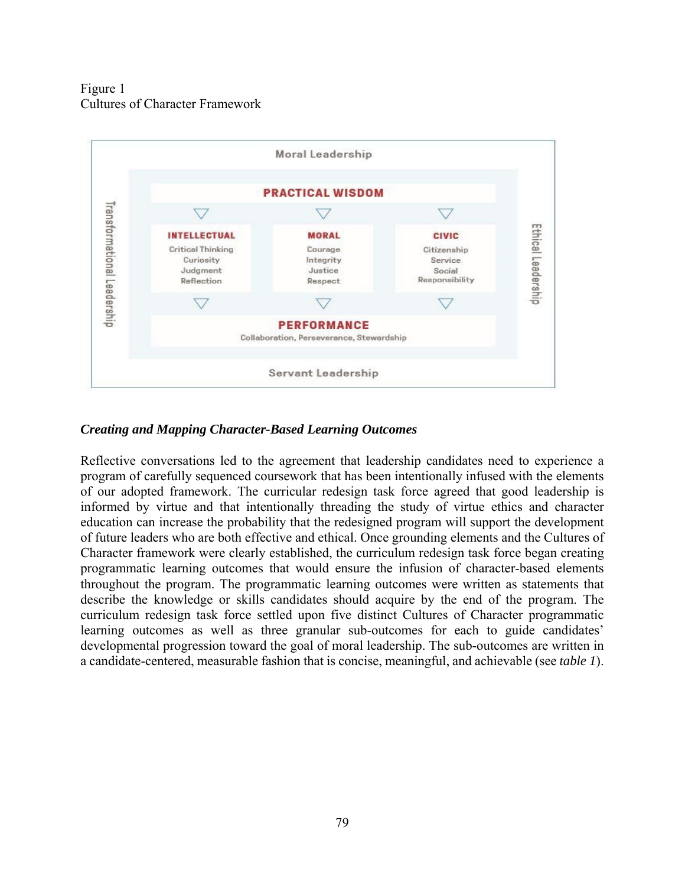Figure 1
Cultures of Character Framework

Moral Leadership

Transformational Leadership

Ethical Leadership

**PRACTICAL WISDOM**

| INTELLECTUAL | MORAL | CIVIC |
| --- | --- | --- |
| Critical Thinking | Courage | Citizenship |
| Curiosity | Integrity | Service |
| Judgment | Justice | Social Responsibility |
| Reflection | Respect | |

**PERFORMANCE**
Collaboration, Perseverance, Stewardship

Servant Leadership

***Creating and Mapping Character-Based Learning Outcomes***

Reflective conversations led to the agreement that leadership candidates need to experience a program of carefully sequenced coursework that has been intentionally infused with the elements of our adopted framework. The curricular redesign task force agreed that good leadership is informed by virtue and that intentionally threading the study of virtue ethics and character education can increase the probability that the redesigned program will support the development of future leaders who are both effective and ethical. Once grounding elements and the Cultures of Character framework were clearly established, the curriculum redesign task force began creating programmatic learning outcomes that would ensure the infusion of character-based elements throughout the program. The programmatic learning outcomes were written as statements that describe the knowledge or skills candidates should acquire by the end of the program. The curriculum redesign task force settled upon five distinct Cultures of Character programmatic learning outcomes as well as three granular sub-outcomes for each to guide candidates' developmental progression toward the goal of moral leadership. The sub-outcomes are written in a candidate-centered, measurable fashion that is concise, meaningful, and achievable (see *table 1*).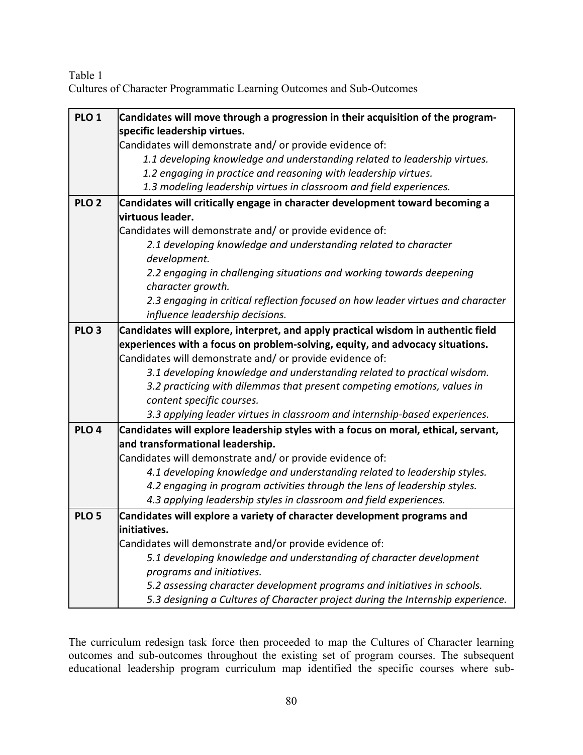Table 1
Cultures of Character Programmatic Learning Outcomes and Sub-Outcomes

| | |
|---|---|
| **PLO 1** | **Candidates will move through a progression in their acquisition of the program-specific leadership virtues.**<br>Candidates will demonstrate and/ or provide evidence of:<br>*1.1 developing knowledge and understanding related to leadership virtues.*<br>*1.2 engaging in practice and reasoning with leadership virtues.*<br>*1.3 modeling leadership virtues in classroom and field experiences.* |
| **PLO 2** | **Candidates will critically engage in character development toward becoming a virtuous leader.**<br>Candidates will demonstrate and/ or provide evidence of:<br>*2.1 developing knowledge and understanding related to character development.*<br>*2.2 engaging in challenging situations and working towards deepening character growth.*<br>*2.3 engaging in critical reflection focused on how leader virtues and character influence leadership decisions.* |
| **PLO 3** | **Candidates will explore, interpret, and apply practical wisdom in authentic field experiences with a focus on problem-solving, equity, and advocacy situations.**<br>Candidates will demonstrate and/ or provide evidence of:<br>*3.1 developing knowledge and understanding related to practical wisdom.*<br>*3.2 practicing with dilemmas that present competing emotions, values in content specific courses.*<br>*3.3 applying leader virtues in classroom and internship-based experiences.* |
| **PLO 4** | **Candidates will explore leadership styles with a focus on moral, ethical, servant, and transformational leadership.**<br>Candidates will demonstrate and/ or provide evidence of:<br>*4.1 developing knowledge and understanding related to leadership styles.*<br>*4.2 engaging in program activities through the lens of leadership styles.*<br>*4.3 applying leadership styles in classroom and field experiences.* |
| **PLO 5** | **Candidates will explore a variety of character development programs and initiatives.**<br>Candidates will demonstrate and/or provide evidence of:<br>*5.1 developing knowledge and understanding of character development programs and initiatives.*<br>*5.2 assessing character development programs and initiatives in schools.*<br>*5.3 designing a Cultures of Character project during the Internship experience.* |

The curriculum redesign task force then proceeded to map the Cultures of Character learning outcomes and sub-outcomes throughout the existing set of program courses. The subsequent educational leadership program curriculum map identified the specific courses where sub-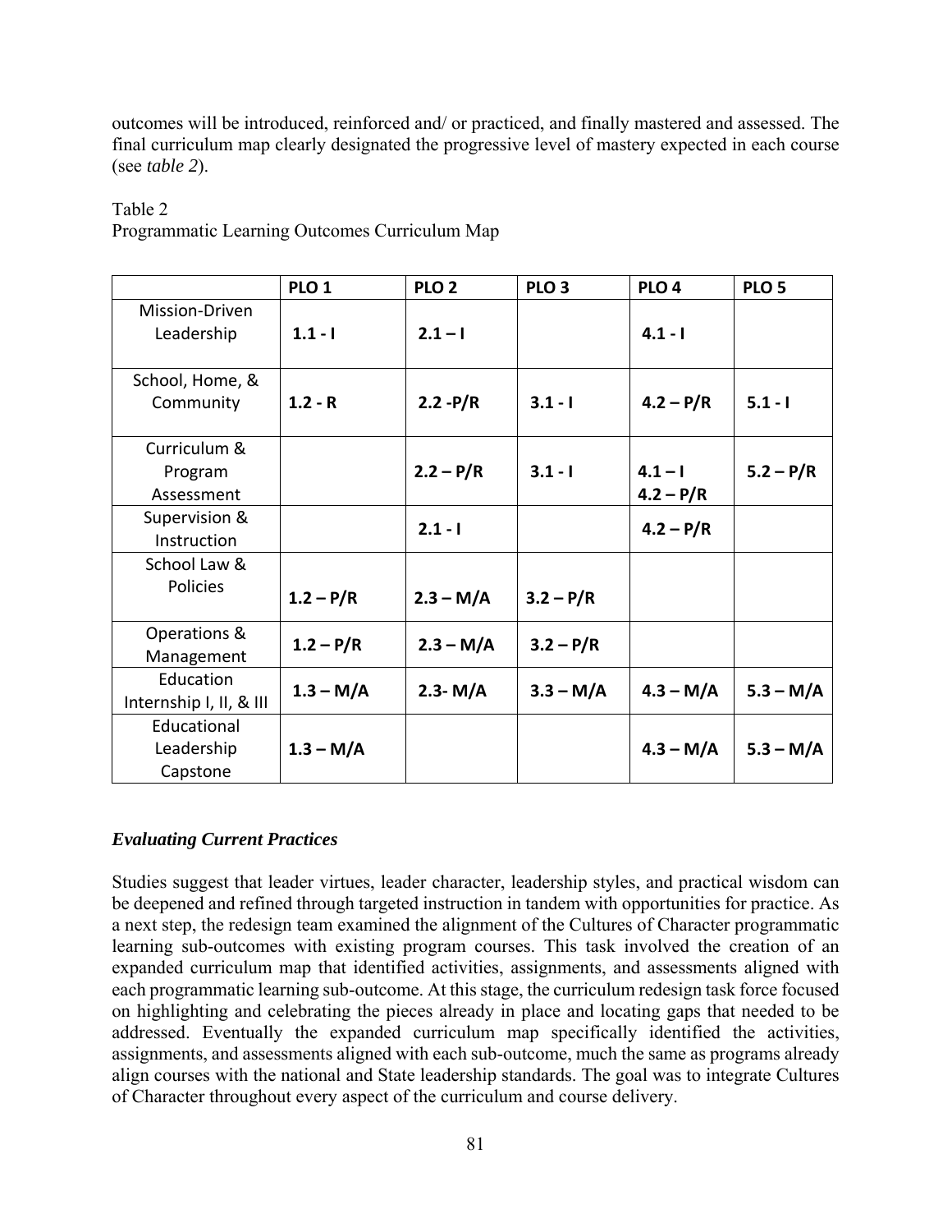outcomes will be introduced, reinforced and/ or practiced, and finally mastered and assessed. The final curriculum map clearly designated the progressive level of mastery expected in each course (see *table 2*).

Table 2
Programmatic Learning Outcomes Curriculum Map

| | PLO 1 | PLO 2 | PLO 3 | PLO 4 | PLO 5 |
|---|---|---|---|---|---|
| Mission-Driven Leadership | **1.1 - I** | **2.1 – I** | | **4.1 - I** | |
| School, Home, & Community | **1.2 - R** | **2.2 -P/R** | **3.1 - I** | **4.2 – P/R** | **5.1 - I** |
| Curriculum & Program Assessment | | **2.2 – P/R** | **3.1 - I** | **4.1 – I**<br>**4.2 – P/R** | **5.2 – P/R** |
| Supervision & Instruction | | **2.1 - I** | | **4.2 – P/R** | |
| School Law & Policies | **1.2 – P/R** | **2.3 – M/A** | **3.2 – P/R** | | |
| Operations & Management | **1.2 – P/R** | **2.3 – M/A** | **3.2 – P/R** | | |
| Education Internship I, II, & III | **1.3 – M/A** | **2.3- M/A** | **3.3 – M/A** | **4.3 – M/A** | **5.3 – M/A** |
| Educational Leadership Capstone | **1.3 – M/A** | | | **4.3 – M/A** | **5.3 – M/A** |

### *Evaluating Current Practices*

Studies suggest that leader virtues, leader character, leadership styles, and practical wisdom can be deepened and refined through targeted instruction in tandem with opportunities for practice. As a next step, the redesign team examined the alignment of the Cultures of Character programmatic learning sub-outcomes with existing program courses. This task involved the creation of an expanded curriculum map that identified activities, assignments, and assessments aligned with each programmatic learning sub-outcome. At this stage, the curriculum redesign task force focused on highlighting and celebrating the pieces already in place and locating gaps that needed to be addressed. Eventually the expanded curriculum map specifically identified the activities, assignments, and assessments aligned with each sub-outcome, much the same as programs already align courses with the national and State leadership standards. The goal was to integrate Cultures of Character throughout every aspect of the curriculum and course delivery.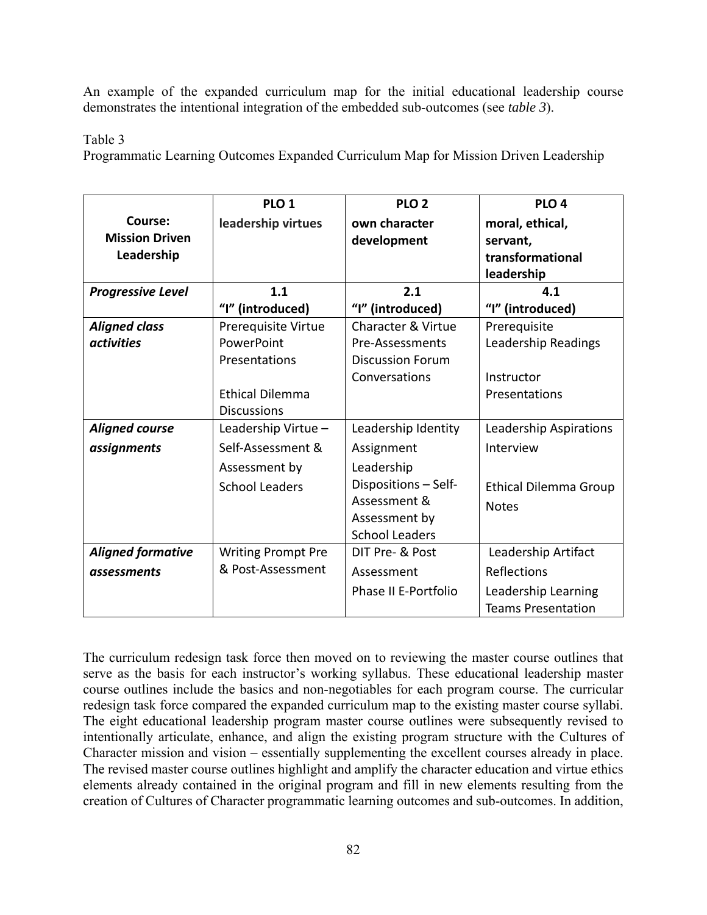An example of the expanded curriculum map for the initial educational leadership course demonstrates the intentional integration of the embedded sub-outcomes (see *table 3*).

Table 3
Programmatic Learning Outcomes Expanded Curriculum Map for Mission Driven Leadership

| **Course: Mission Driven Leadership** | **PLO 1** **leadership virtues** | **PLO 2** **own character development** | **PLO 4** **moral, ethical, servant, transformational leadership** |
|---|---|---|---|
| ***Progressive Level*** | **1.1** **"I" (introduced)** | **2.1** **"I" (introduced)** | **4.1** **"I" (introduced)** |
| ***Aligned class activities*** | Prerequisite Virtue PowerPoint Presentations<br><br>Ethical Dilemma Discussions | Character & Virtue Pre-Assessments Discussion Forum Conversations | Prerequisite Leadership Readings<br><br>Instructor Presentations |
| ***Aligned course assignments*** | Leadership Virtue – Self-Assessment & Assessment by School Leaders | Leadership Identity Assignment Leadership Dispositions – Self-Assessment & Assessment by School Leaders | Leadership Aspirations Interview<br><br>Ethical Dilemma Group Notes |
| ***Aligned formative assessments*** | Writing Prompt Pre & Post-Assessment | DIT Pre- & Post Assessment Phase II E-Portfolio | Leadership Artifact Reflections Leadership Learning Teams Presentation |

The curriculum redesign task force then moved on to reviewing the master course outlines that serve as the basis for each instructor's working syllabus. These educational leadership master course outlines include the basics and non-negotiables for each program course. The curricular redesign task force compared the expanded curriculum map to the existing master course syllabi. The eight educational leadership program master course outlines were subsequently revised to intentionally articulate, enhance, and align the existing program structure with the Cultures of Character mission and vision – essentially supplementing the excellent courses already in place. The revised master course outlines highlight and amplify the character education and virtue ethics elements already contained in the original program and fill in new elements resulting from the creation of Cultures of Character programmatic learning outcomes and sub-outcomes. In addition,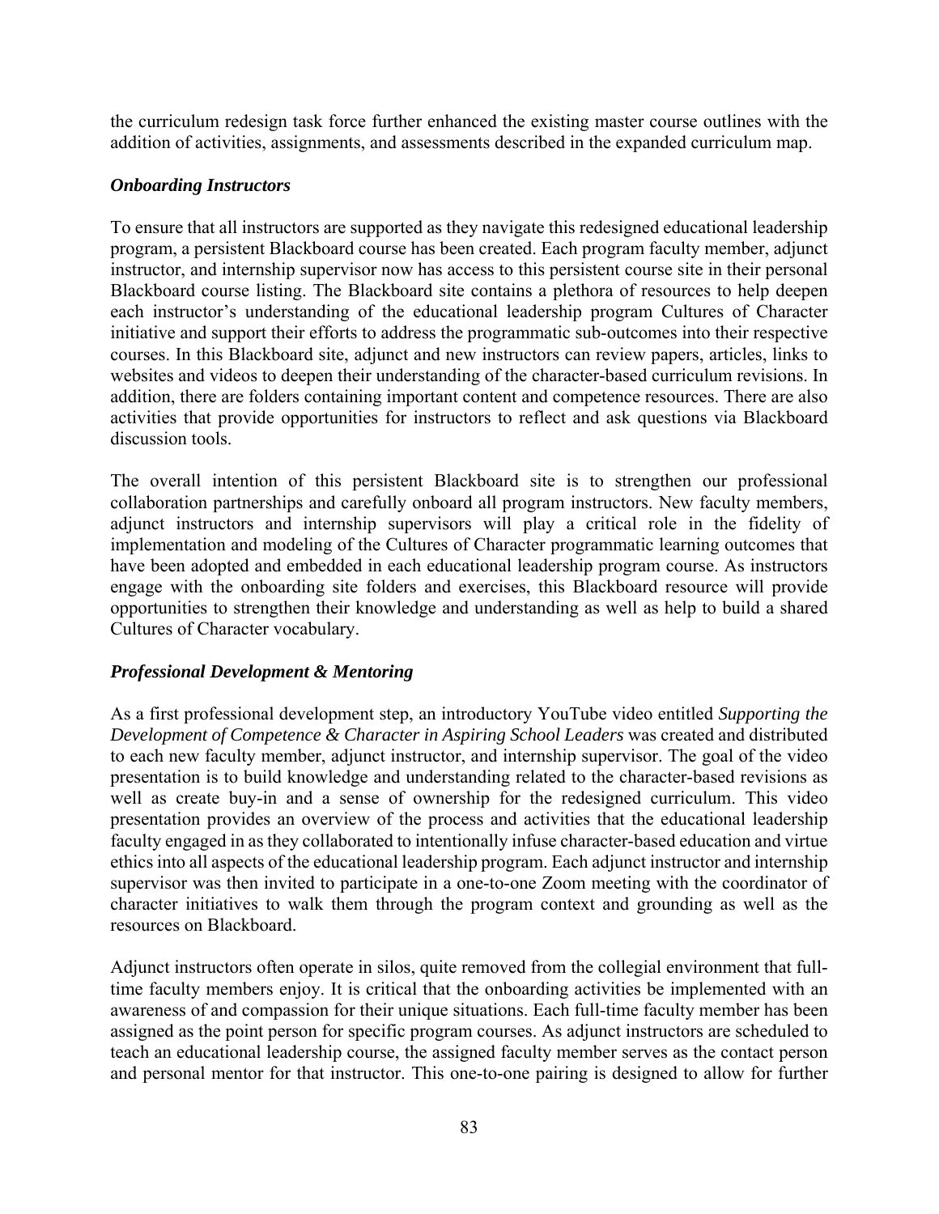the curriculum redesign task force further enhanced the existing master course outlines with the addition of activities, assignments, and assessments described in the expanded curriculum map.

### *Onboarding Instructors*

To ensure that all instructors are supported as they navigate this redesigned educational leadership program, a persistent Blackboard course has been created. Each program faculty member, adjunct instructor, and internship supervisor now has access to this persistent course site in their personal Blackboard course listing. The Blackboard site contains a plethora of resources to help deepen each instructor's understanding of the educational leadership program Cultures of Character initiative and support their efforts to address the programmatic sub-outcomes into their respective courses. In this Blackboard site, adjunct and new instructors can review papers, articles, links to websites and videos to deepen their understanding of the character-based curriculum revisions. In addition, there are folders containing important content and competence resources. There are also activities that provide opportunities for instructors to reflect and ask questions via Blackboard discussion tools.

The overall intention of this persistent Blackboard site is to strengthen our professional collaboration partnerships and carefully onboard all program instructors. New faculty members, adjunct instructors and internship supervisors will play a critical role in the fidelity of implementation and modeling of the Cultures of Character programmatic learning outcomes that have been adopted and embedded in each educational leadership program course. As instructors engage with the onboarding site folders and exercises, this Blackboard resource will provide opportunities to strengthen their knowledge and understanding as well as help to build a shared Cultures of Character vocabulary.

### *Professional Development & Mentoring*

As a first professional development step, an introductory YouTube video entitled *Supporting the Development of Competence & Character in Aspiring School Leaders* was created and distributed to each new faculty member, adjunct instructor, and internship supervisor. The goal of the video presentation is to build knowledge and understanding related to the character-based revisions as well as create buy-in and a sense of ownership for the redesigned curriculum. This video presentation provides an overview of the process and activities that the educational leadership faculty engaged in as they collaborated to intentionally infuse character-based education and virtue ethics into all aspects of the educational leadership program. Each adjunct instructor and internship supervisor was then invited to participate in a one-to-one Zoom meeting with the coordinator of character initiatives to walk them through the program context and grounding as well as the resources on Blackboard.

Adjunct instructors often operate in silos, quite removed from the collegial environment that full-time faculty members enjoy. It is critical that the onboarding activities be implemented with an awareness of and compassion for their unique situations. Each full-time faculty member has been assigned as the point person for specific program courses. As adjunct instructors are scheduled to teach an educational leadership course, the assigned faculty member serves as the contact person and personal mentor for that instructor. This one-to-one pairing is designed to allow for further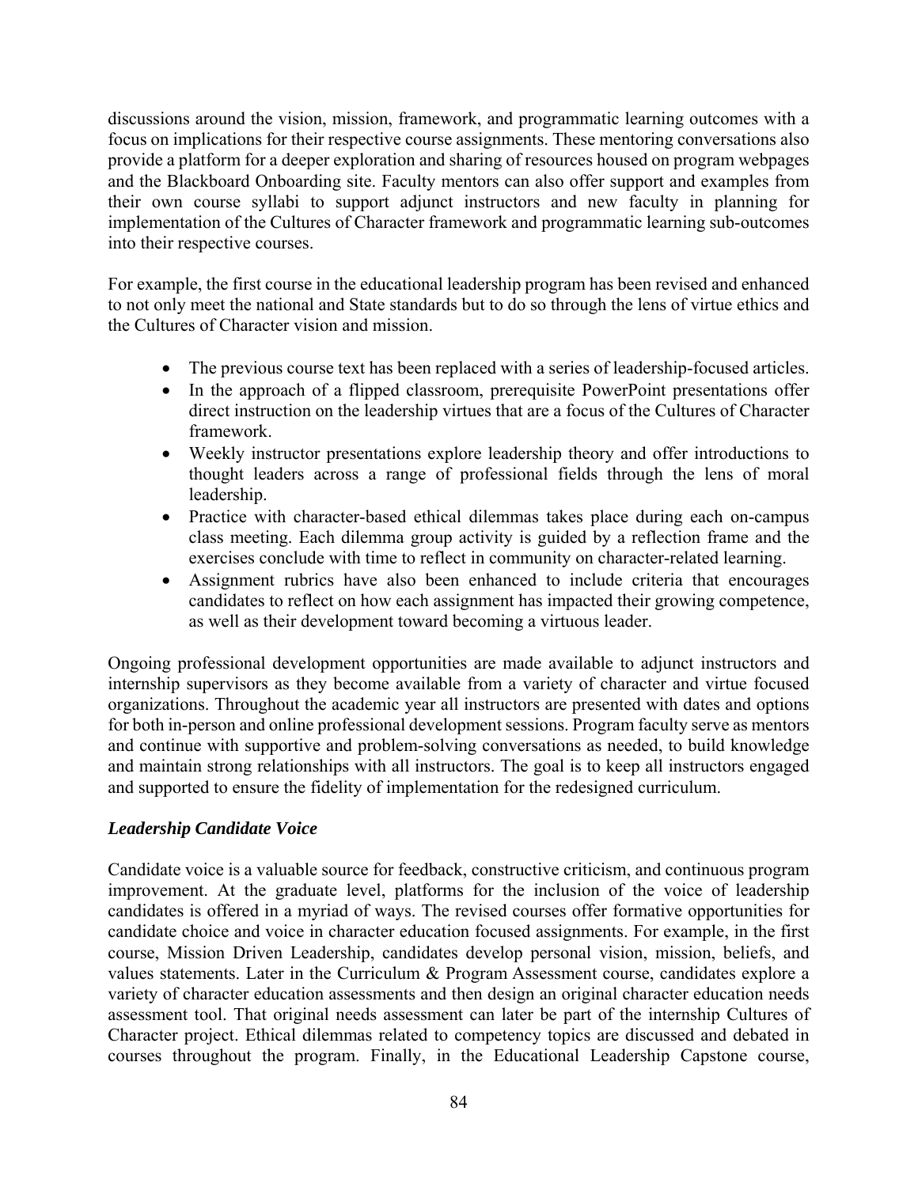discussions around the vision, mission, framework, and programmatic learning outcomes with a focus on implications for their respective course assignments. These mentoring conversations also provide a platform for a deeper exploration and sharing of resources housed on program webpages and the Blackboard Onboarding site. Faculty mentors can also offer support and examples from their own course syllabi to support adjunct instructors and new faculty in planning for implementation of the Cultures of Character framework and programmatic learning sub-outcomes into their respective courses.

For example, the first course in the educational leadership program has been revised and enhanced to not only meet the national and State standards but to do so through the lens of virtue ethics and the Cultures of Character vision and mission.

- The previous course text has been replaced with a series of leadership-focused articles.
- In the approach of a flipped classroom, prerequisite PowerPoint presentations offer direct instruction on the leadership virtues that are a focus of the Cultures of Character framework.
- Weekly instructor presentations explore leadership theory and offer introductions to thought leaders across a range of professional fields through the lens of moral leadership.
- Practice with character-based ethical dilemmas takes place during each on-campus class meeting. Each dilemma group activity is guided by a reflection frame and the exercises conclude with time to reflect in community on character-related learning.
- Assignment rubrics have also been enhanced to include criteria that encourages candidates to reflect on how each assignment has impacted their growing competence, as well as their development toward becoming a virtuous leader.

Ongoing professional development opportunities are made available to adjunct instructors and internship supervisors as they become available from a variety of character and virtue focused organizations. Throughout the academic year all instructors are presented with dates and options for both in-person and online professional development sessions. Program faculty serve as mentors and continue with supportive and problem-solving conversations as needed, to build knowledge and maintain strong relationships with all instructors. The goal is to keep all instructors engaged and supported to ensure the fidelity of implementation for the redesigned curriculum.

### *Leadership Candidate Voice*

Candidate voice is a valuable source for feedback, constructive criticism, and continuous program improvement. At the graduate level, platforms for the inclusion of the voice of leadership candidates is offered in a myriad of ways. The revised courses offer formative opportunities for candidate choice and voice in character education focused assignments. For example, in the first course, Mission Driven Leadership, candidates develop personal vision, mission, beliefs, and values statements. Later in the Curriculum & Program Assessment course, candidates explore a variety of character education assessments and then design an original character education needs assessment tool. That original needs assessment can later be part of the internship Cultures of Character project. Ethical dilemmas related to competency topics are discussed and debated in courses throughout the program. Finally, in the Educational Leadership Capstone course,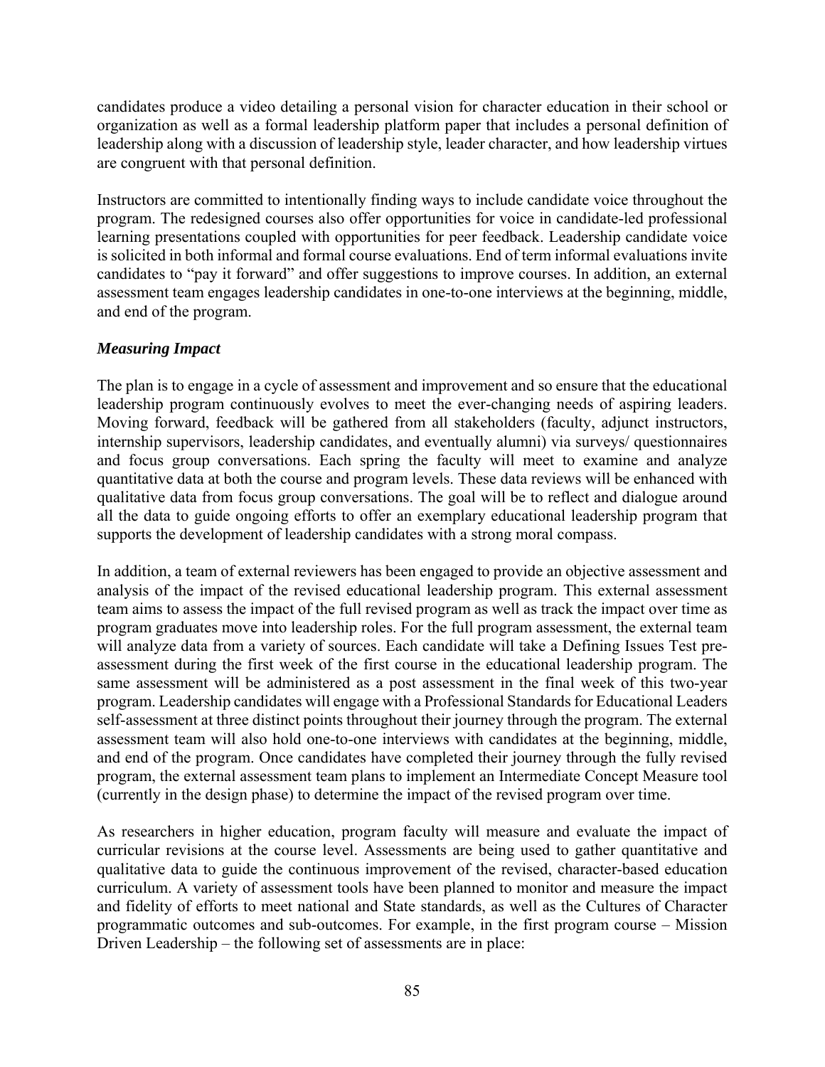candidates produce a video detailing a personal vision for character education in their school or organization as well as a formal leadership platform paper that includes a personal definition of leadership along with a discussion of leadership style, leader character, and how leadership virtues are congruent with that personal definition.

Instructors are committed to intentionally finding ways to include candidate voice throughout the program. The redesigned courses also offer opportunities for voice in candidate-led professional learning presentations coupled with opportunities for peer feedback. Leadership candidate voice is solicited in both informal and formal course evaluations. End of term informal evaluations invite candidates to "pay it forward" and offer suggestions to improve courses. In addition, an external assessment team engages leadership candidates in one-to-one interviews at the beginning, middle, and end of the program.

### *Measuring Impact*

The plan is to engage in a cycle of assessment and improvement and so ensure that the educational leadership program continuously evolves to meet the ever-changing needs of aspiring leaders. Moving forward, feedback will be gathered from all stakeholders (faculty, adjunct instructors, internship supervisors, leadership candidates, and eventually alumni) via surveys/ questionnaires and focus group conversations. Each spring the faculty will meet to examine and analyze quantitative data at both the course and program levels. These data reviews will be enhanced with qualitative data from focus group conversations. The goal will be to reflect and dialogue around all the data to guide ongoing efforts to offer an exemplary educational leadership program that supports the development of leadership candidates with a strong moral compass.

In addition, a team of external reviewers has been engaged to provide an objective assessment and analysis of the impact of the revised educational leadership program. This external assessment team aims to assess the impact of the full revised program as well as track the impact over time as program graduates move into leadership roles. For the full program assessment, the external team will analyze data from a variety of sources. Each candidate will take a Defining Issues Test pre-assessment during the first week of the first course in the educational leadership program. The same assessment will be administered as a post assessment in the final week of this two-year program. Leadership candidates will engage with a Professional Standards for Educational Leaders self-assessment at three distinct points throughout their journey through the program. The external assessment team will also hold one-to-one interviews with candidates at the beginning, middle, and end of the program. Once candidates have completed their journey through the fully revised program, the external assessment team plans to implement an Intermediate Concept Measure tool (currently in the design phase) to determine the impact of the revised program over time.

As researchers in higher education, program faculty will measure and evaluate the impact of curricular revisions at the course level. Assessments are being used to gather quantitative and qualitative data to guide the continuous improvement of the revised, character-based education curriculum. A variety of assessment tools have been planned to monitor and measure the impact and fidelity of efforts to meet national and State standards, as well as the Cultures of Character programmatic outcomes and sub-outcomes. For example, in the first program course – Mission Driven Leadership – the following set of assessments are in place: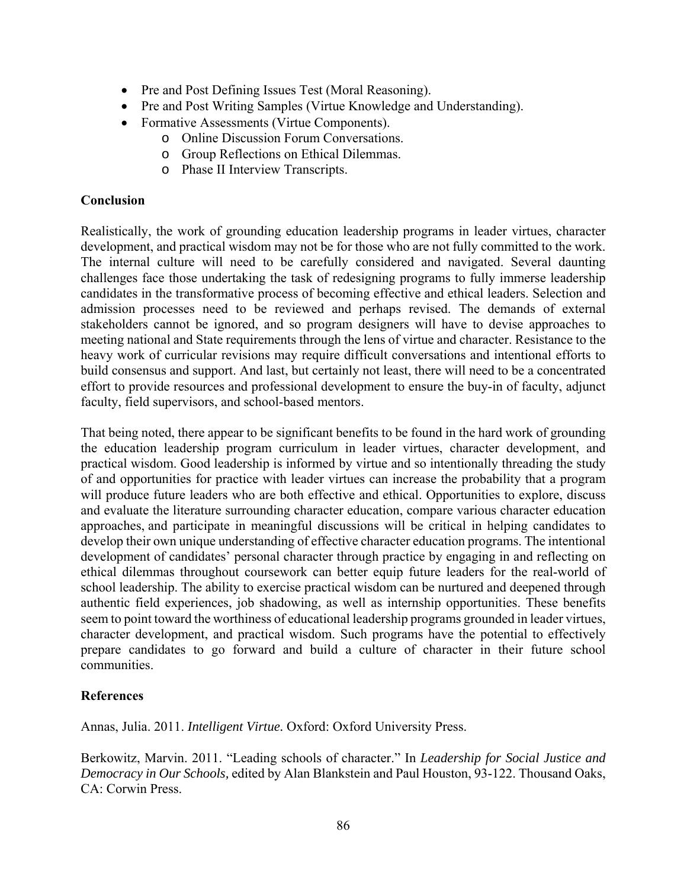- Pre and Post Defining Issues Test (Moral Reasoning).
- Pre and Post Writing Samples (Virtue Knowledge and Understanding).
- Formative Assessments (Virtue Components).
    - Online Discussion Forum Conversations.
    - Group Reflections on Ethical Dilemmas.
    - Phase II Interview Transcripts.

**Conclusion**

Realistically, the work of grounding education leadership programs in leader virtues, character development, and practical wisdom may not be for those who are not fully committed to the work. The internal culture will need to be carefully considered and navigated. Several daunting challenges face those undertaking the task of redesigning programs to fully immerse leadership candidates in the transformative process of becoming effective and ethical leaders. Selection and admission processes need to be reviewed and perhaps revised. The demands of external stakeholders cannot be ignored, and so program designers will have to devise approaches to meeting national and State requirements through the lens of virtue and character. Resistance to the heavy work of curricular revisions may require difficult conversations and intentional efforts to build consensus and support. And last, but certainly not least, there will need to be a concentrated effort to provide resources and professional development to ensure the buy-in of faculty, adjunct faculty, field supervisors, and school-based mentors.

That being noted, there appear to be significant benefits to be found in the hard work of grounding the education leadership program curriculum in leader virtues, character development, and practical wisdom. Good leadership is informed by virtue and so intentionally threading the study of and opportunities for practice with leader virtues can increase the probability that a program will produce future leaders who are both effective and ethical. Opportunities to explore, discuss and evaluate the literature surrounding character education, compare various character education approaches, and participate in meaningful discussions will be critical in helping candidates to develop their own unique understanding of effective character education programs. The intentional development of candidates' personal character through practice by engaging in and reflecting on ethical dilemmas throughout coursework can better equip future leaders for the real-world of school leadership. The ability to exercise practical wisdom can be nurtured and deepened through authentic field experiences, job shadowing, as well as internship opportunities. These benefits seem to point toward the worthiness of educational leadership programs grounded in leader virtues, character development, and practical wisdom. Such programs have the potential to effectively prepare candidates to go forward and build a culture of character in their future school communities.

**References**

Annas, Julia. 2011. *Intelligent Virtue.* Oxford: Oxford University Press.

Berkowitz, Marvin. 2011. "Leading schools of character." In *Leadership for Social Justice and Democracy in Our Schools,* edited by Alan Blankstein and Paul Houston, 93-122. Thousand Oaks, CA: Corwin Press.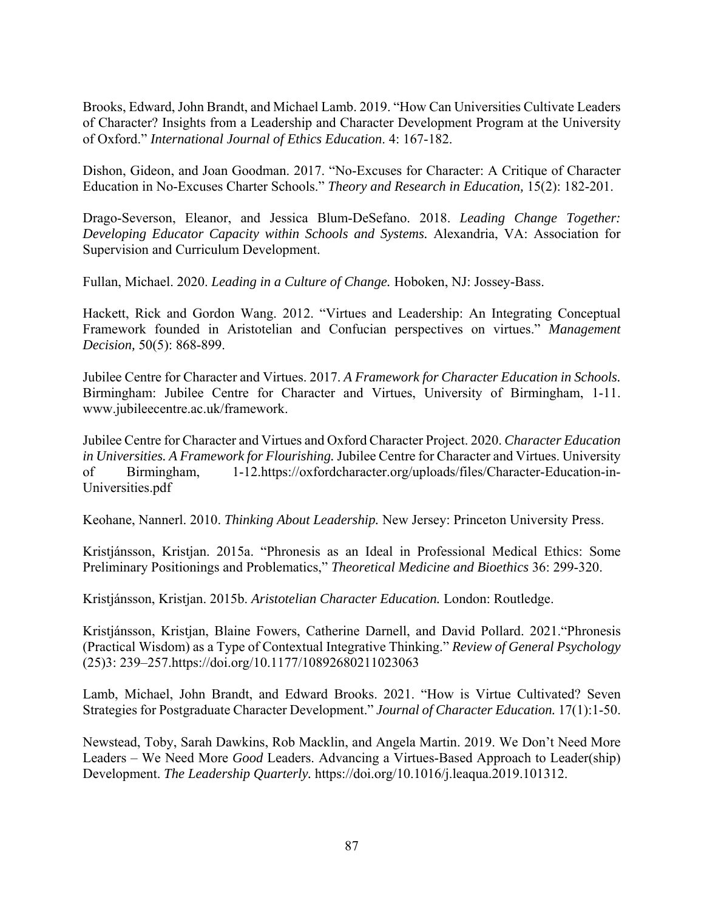Brooks, Edward, John Brandt, and Michael Lamb. 2019. "How Can Universities Cultivate Leaders of Character? Insights from a Leadership and Character Development Program at the University of Oxford." *International Journal of Ethics Education*. 4: 167-182.

Dishon, Gideon, and Joan Goodman. 2017. "No-Excuses for Character: A Critique of Character Education in No-Excuses Charter Schools." *Theory and Research in Education,* 15(2): 182-201.

Drago-Severson, Eleanor, and Jessica Blum-DeSefano. 2018. *Leading Change Together: Developing Educator Capacity within Schools and Systems.* Alexandria, VA: Association for Supervision and Curriculum Development.

Fullan, Michael. 2020. *Leading in a Culture of Change.* Hoboken, NJ: Jossey-Bass.

Hackett, Rick and Gordon Wang. 2012. "Virtues and Leadership: An Integrating Conceptual Framework founded in Aristotelian and Confucian perspectives on virtues." *Management Decision,* 50(5): 868-899.

Jubilee Centre for Character and Virtues. 2017. *A Framework for Character Education in Schools.* Birmingham: Jubilee Centre for Character and Virtues, University of Birmingham, 1-11. www.jubileecentre.ac.uk/framework.

Jubilee Centre for Character and Virtues and Oxford Character Project. 2020. *Character Education in Universities. A Framework for Flourishing.* Jubilee Centre for Character and Virtues. University of Birmingham, 1-12.https://oxfordcharacter.org/uploads/files/Character-Education-in-Universities.pdf

Keohane, Nannerl. 2010. *Thinking About Leadership.* New Jersey: Princeton University Press.

Kristjánsson, Kristjan. 2015a. "Phronesis as an Ideal in Professional Medical Ethics: Some Preliminary Positionings and Problematics," *Theoretical Medicine and Bioethics* 36: 299-320.

Kristjánsson, Kristjan. 2015b. *Aristotelian Character Education.* London: Routledge.

Kristjánsson, Kristjan, Blaine Fowers, Catherine Darnell, and David Pollard. 2021."Phronesis (Practical Wisdom) as a Type of Contextual Integrative Thinking." *Review of General Psychology* (25)3: 239–257.https://doi.org/10.1177/10892680211023063

Lamb, Michael, John Brandt, and Edward Brooks. 2021. "How is Virtue Cultivated? Seven Strategies for Postgraduate Character Development." *Journal of Character Education.* 17(1):1-50.

Newstead, Toby, Sarah Dawkins, Rob Macklin, and Angela Martin. 2019. We Don't Need More Leaders – We Need More *Good* Leaders. Advancing a Virtues-Based Approach to Leader(ship) Development. *The Leadership Quarterly.* https://doi.org/10.1016/j.leaqua.2019.101312.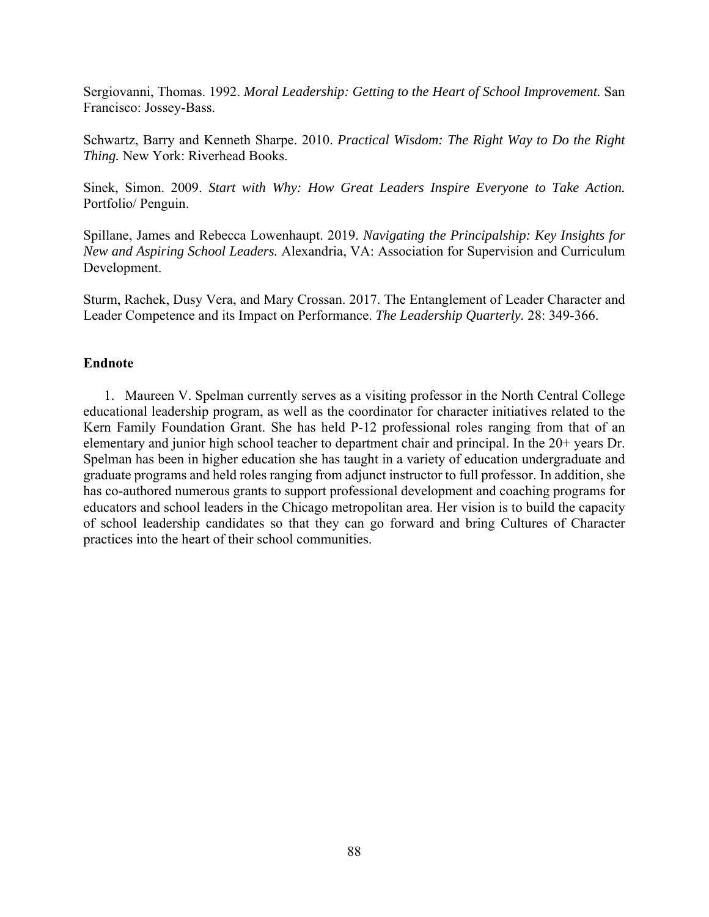Sergiovanni, Thomas. 1992. *Moral Leadership: Getting to the Heart of School Improvement.* San Francisco: Jossey-Bass.

Schwartz, Barry and Kenneth Sharpe. 2010. *Practical Wisdom: The Right Way to Do the Right Thing.* New York: Riverhead Books.

Sinek, Simon. 2009. *Start with Why: How Great Leaders Inspire Everyone to Take Action.* Portfolio/ Penguin.

Spillane, James and Rebecca Lowenhaupt. 2019. *Navigating the Principalship: Key Insights for New and Aspiring School Leaders.* Alexandria, VA: Association for Supervision and Curriculum Development.

Sturm, Rachek, Dusy Vera, and Mary Crossan. 2017. The Entanglement of Leader Character and Leader Competence and its Impact on Performance. *The Leadership Quarterly.* 28: 349-366.

**Endnote**

1. Maureen V. Spelman currently serves as a visiting professor in the North Central College educational leadership program, as well as the coordinator for character initiatives related to the Kern Family Foundation Grant. She has held P-12 professional roles ranging from that of an elementary and junior high school teacher to department chair and principal. In the 20+ years Dr. Spelman has been in higher education she has taught in a variety of education undergraduate and graduate programs and held roles ranging from adjunct instructor to full professor. In addition, she has co-authored numerous grants to support professional development and coaching programs for educators and school leaders in the Chicago metropolitan area. Her vision is to build the capacity of school leadership candidates so that they can go forward and bring Cultures of Character practices into the heart of their school communities.